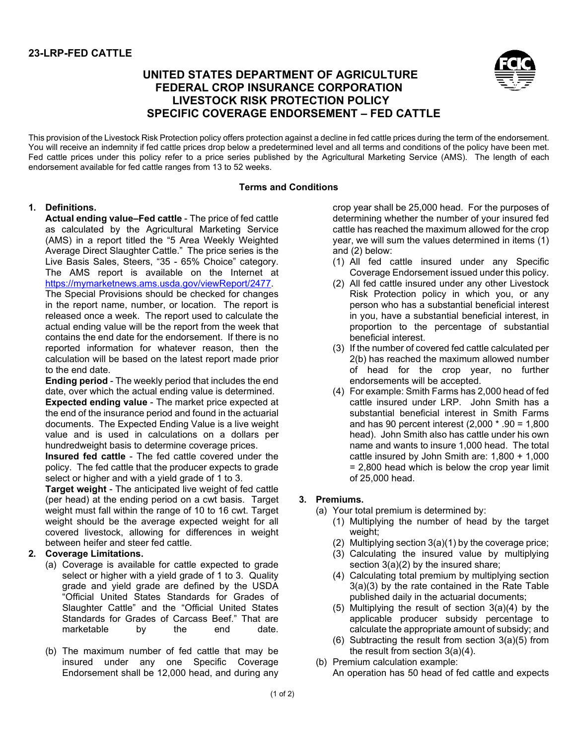**23-LRP-FED CATTLE**

# UNITED STATES DEPARTMENT OF AGRICULTURE
# FEDERAL CROP INSURANCE CORPORATION
# LIVESTOCK RISK PROTECTION POLICY
# SPECIFIC COVERAGE ENDORSEMENT – FED CATTLE

This provision of the Livestock Risk Protection policy offers protection against a decline in fed cattle prices during the term of the endorsement. You will receive an indemnity if fed cattle prices drop below a predetermined level and all terms and conditions of the policy have been met. Fed cattle prices under this policy refer to a price series published by the Agricultural Marketing Service (AMS). The length of each endorsement available for fed cattle ranges from 13 to 52 weeks.

**Terms and Conditions**

**1. Definitions.**

**Actual ending value–Fed cattle** - The price of fed cattle as calculated by the Agricultural Marketing Service (AMS) in a report titled the "5 Area Weekly Weighted Average Direct Slaughter Cattle." The price series is the Live Basis Sales, Steers, "35 - 65% Choice" category. The AMS report is available on the Internet at https://mymarketnews.ams.usda.gov/viewReport/2477. The Special Provisions should be checked for changes in the report name, number, or location. The report is released once a week. The report used to calculate the actual ending value will be the report from the week that contains the end date for the endorsement. If there is no reported information for whatever reason, then the calculation will be based on the latest report made prior to the end date.

**Ending period** - The weekly period that includes the end date, over which the actual ending value is determined.

**Expected ending value** - The market price expected at the end of the insurance period and found in the actuarial documents. The Expected Ending Value is a live weight value and is used in calculations on a dollars per hundredweight basis to determine coverage prices.

**Insured fed cattle** - The fed cattle covered under the policy. The fed cattle that the producer expects to grade select or higher and with a yield grade of 1 to 3.

**Target weight** - The anticipated live weight of fed cattle (per head) at the ending period on a cwt basis. Target weight must fall within the range of 10 to 16 cwt. Target weight should be the average expected weight for all covered livestock, allowing for differences in weight between heifer and steer fed cattle.

**2. Coverage Limitations.**

(a) Coverage is available for cattle expected to grade select or higher with a yield grade of 1 to 3. Quality grade and yield grade are defined by the USDA "Official United States Standards for Grades of Slaughter Cattle" and the "Official United States Standards for Grades of Carcass Beef." That are marketable by the end date.

(b) The maximum number of fed cattle that may be insured under any one Specific Coverage Endorsement shall be 12,000 head, and during any crop year shall be 25,000 head. For the purposes of determining whether the number of your insured fed cattle has reached the maximum allowed for the crop year, we will sum the values determined in items (1) and (2) below:

(1) All fed cattle insured under any Specific Coverage Endorsement issued under this policy.

(2) All fed cattle insured under any other Livestock Risk Protection policy in which you, or any person who has a substantial beneficial interest in you, have a substantial beneficial interest, in proportion to the percentage of substantial beneficial interest.

(3) If the number of covered fed cattle calculated per 2(b) has reached the maximum allowed number of head for the crop year, no further endorsements will be accepted.

(4) For example: Smith Farms has 2,000 head of fed cattle insured under LRP. John Smith has a substantial beneficial interest in Smith Farms and has 90 percent interest (2,000 * .90 = 1,800 head). John Smith also has cattle under his own name and wants to insure 1,000 head. The total cattle insured by John Smith are: 1,800 + 1,000 = 2,800 head which is below the crop year limit of 25,000 head.

**3. Premiums.**

(a) Your total premium is determined by:

(1) Multiplying the number of head by the target weight;

(2) Multiplying section 3(a)(1) by the coverage price;

(3) Calculating the insured value by multiplying section 3(a)(2) by the insured share;

(4) Calculating total premium by multiplying section 3(a)(3) by the rate contained in the Rate Table published daily in the actuarial documents;

(5) Multiplying the result of section 3(a)(4) by the applicable producer subsidy percentage to calculate the appropriate amount of subsidy; and

(6) Subtracting the result from section 3(a)(5) from the result from section 3(a)(4).

(b) Premium calculation example:

An operation has 50 head of fed cattle and expects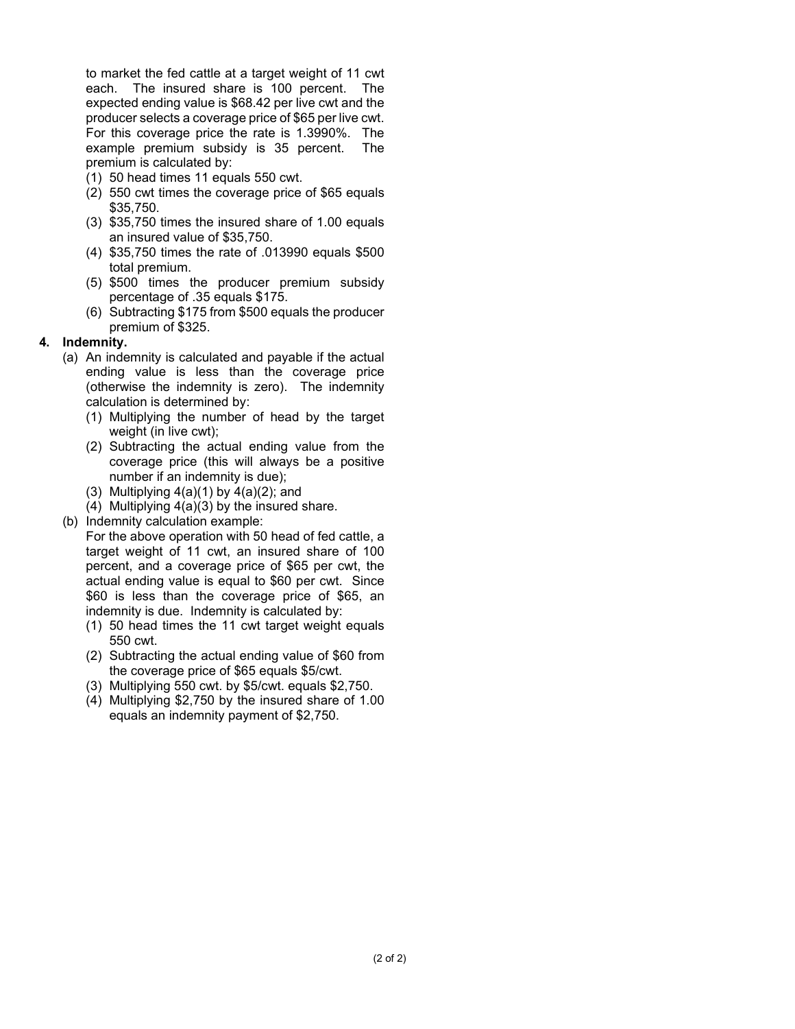to market the fed cattle at a target weight of 11 cwt each. The insured share is 100 percent. The expected ending value is $68.42 per live cwt and the producer selects a coverage price of $65 per live cwt. For this coverage price the rate is 1.3990%. The example premium subsidy is 35 percent. The premium is calculated by:

(1) 50 head times 11 equals 550 cwt.

(2) 550 cwt times the coverage price of $65 equals $35,750.

(3) $35,750 times the insured share of 1.00 equals an insured value of $35,750.

(4) $35,750 times the rate of .013990 equals $500 total premium.

(5) $500 times the producer premium subsidy percentage of .35 equals $175.

(6) Subtracting $175 from $500 equals the producer premium of $325.

**4. Indemnity.**

(a) An indemnity is calculated and payable if the actual ending value is less than the coverage price (otherwise the indemnity is zero). The indemnity calculation is determined by:

(1) Multiplying the number of head by the target weight (in live cwt);

(2) Subtracting the actual ending value from the coverage price (this will always be a positive number if an indemnity is due);

(3) Multiplying 4(a)(1) by 4(a)(2); and

(4) Multiplying 4(a)(3) by the insured share.

(b) Indemnity calculation example:

For the above operation with 50 head of fed cattle, a target weight of 11 cwt, an insured share of 100 percent, and a coverage price of $65 per cwt, the actual ending value is equal to $60 per cwt. Since $60 is less than the coverage price of $65, an indemnity is due. Indemnity is calculated by:

(1) 50 head times the 11 cwt target weight equals 550 cwt.

(2) Subtracting the actual ending value of $60 from the coverage price of $65 equals $5/cwt.

(3) Multiplying 550 cwt. by $5/cwt. equals $2,750.

(4) Multiplying $2,750 by the insured share of 1.00 equals an indemnity payment of $2,750.